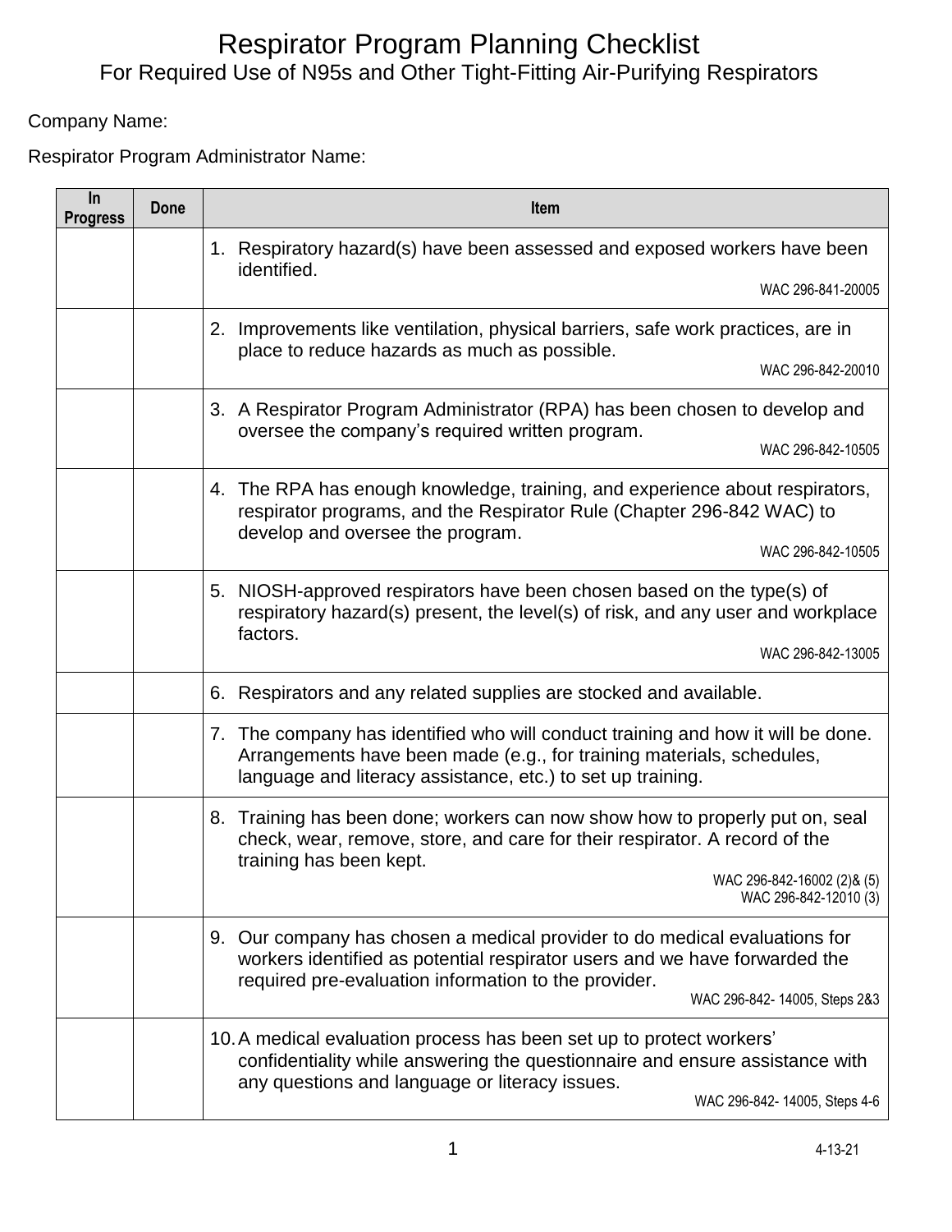# Respirator Program Planning Checklist

## For Required Use of N95s and Other Tight-Fitting Air-Purifying Respirators

Company Name:

Respirator Program Administrator Name:

| In Progress | Done | Item |
|---|---|---|
| | | 1. Respiratory hazard(s) have been assessed and exposed workers have been identified. WAC 296-841-20005 |
| | | 2. Improvements like ventilation, physical barriers, safe work practices, are in place to reduce hazards as much as possible. WAC 296-842-20010 |
| | | 3. A Respirator Program Administrator (RPA) has been chosen to develop and oversee the company's required written program. WAC 296-842-10505 |
| | | 4. The RPA has enough knowledge, training, and experience about respirators, respirator programs, and the Respirator Rule (Chapter 296-842 WAC) to develop and oversee the program. WAC 296-842-10505 |
| | | 5. NIOSH-approved respirators have been chosen based on the type(s) of respiratory hazard(s) present, the level(s) of risk, and any user and workplace factors. WAC 296-842-13005 |
| | | 6. Respirators and any related supplies are stocked and available. |
| | | 7. The company has identified who will conduct training and how it will be done. Arrangements have been made (e.g., for training materials, schedules, language and literacy assistance, etc.) to set up training. |
| | | 8. Training has been done; workers can now show how to properly put on, seal check, wear, remove, store, and care for their respirator. A record of the training has been kept. WAC 296-842-16002 (2)& (5) WAC 296-842-12010 (3) |
| | | 9. Our company has chosen a medical provider to do medical evaluations for workers identified as potential respirator users and we have forwarded the required pre-evaluation information to the provider. WAC 296-842- 14005, Steps 2&3 |
| | | 10. A medical evaluation process has been set up to protect workers' confidentiality while answering the questionnaire and ensure assistance with any questions and language or literacy issues. WAC 296-842- 14005, Steps 4-6 |

4-13-21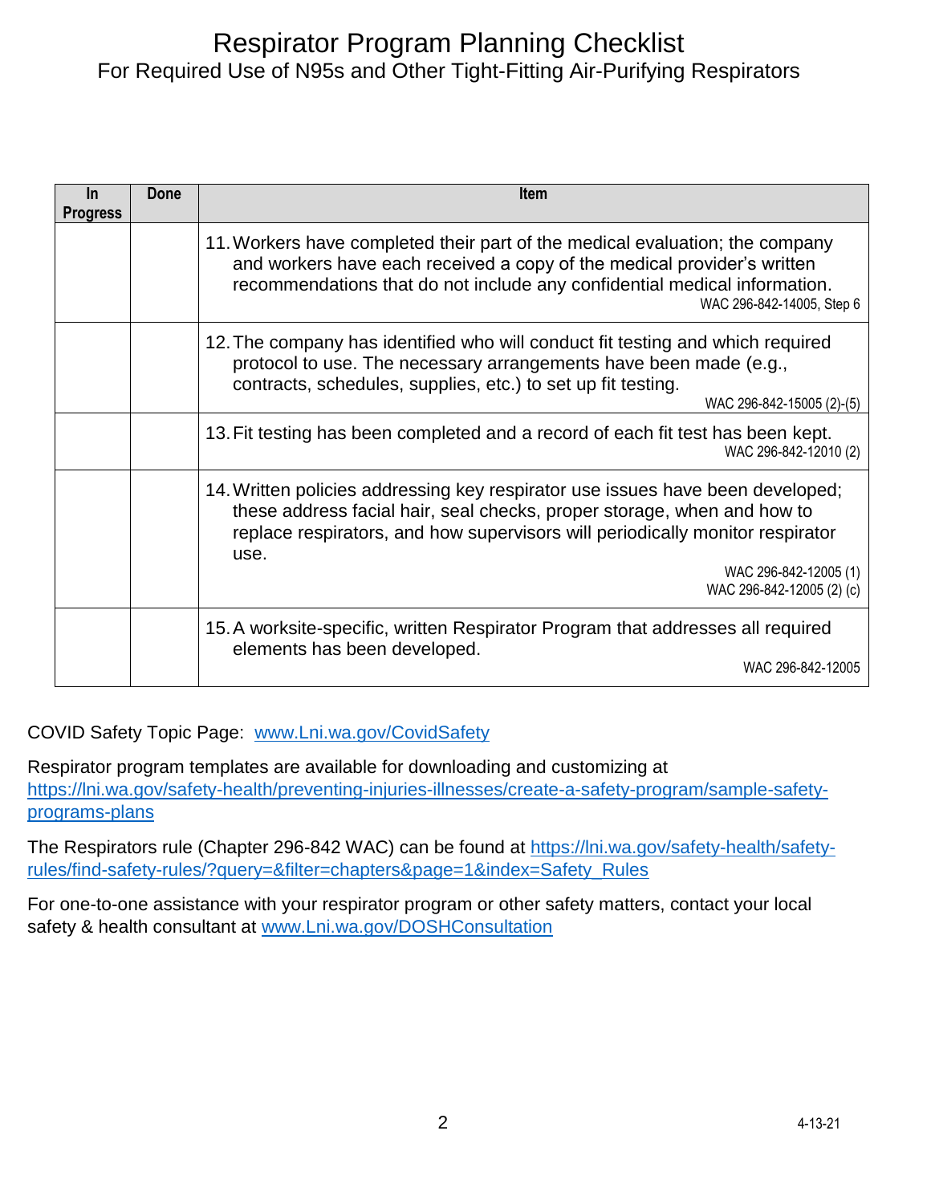# Respirator Program Planning Checklist

## For Required Use of N95s and Other Tight-Fitting Air-Purifying Respirators

| In Progress | Done | Item |
|---|---|---|
| | | 11. Workers have completed their part of the medical evaluation; the company and workers have each received a copy of the medical provider's written recommendations that do not include any confidential medical information. WAC 296-842-14005, Step 6 |
| | | 12. The company has identified who will conduct fit testing and which required protocol to use. The necessary arrangements have been made (e.g., contracts, schedules, supplies, etc.) to set up fit testing. WAC 296-842-15005 (2)-(5) |
| | | 13. Fit testing has been completed and a record of each fit test has been kept. WAC 296-842-12010 (2) |
| | | 14. Written policies addressing key respirator use issues have been developed; these address facial hair, seal checks, proper storage, when and how to replace respirators, and how supervisors will periodically monitor respirator use. WAC 296-842-12005 (1) WAC 296-842-12005 (2) (c) |
| | | 15. A worksite-specific, written Respirator Program that addresses all required elements has been developed. WAC 296-842-12005 |

COVID Safety Topic Page: www.Lni.wa.gov/CovidSafety

Respirator program templates are available for downloading and customizing at https://lni.wa.gov/safety-health/preventing-injuries-illnesses/create-a-safety-program/sample-safety-programs-plans

The Respirators rule (Chapter 296-842 WAC) can be found at https://lni.wa.gov/safety-health/safety-rules/find-safety-rules/?query=&filter=chapters&page=1&index=Safety_Rules

For one-to-one assistance with your respirator program or other safety matters, contact your local safety & health consultant at www.Lni.wa.gov/DOSHConsultation

4-13-21